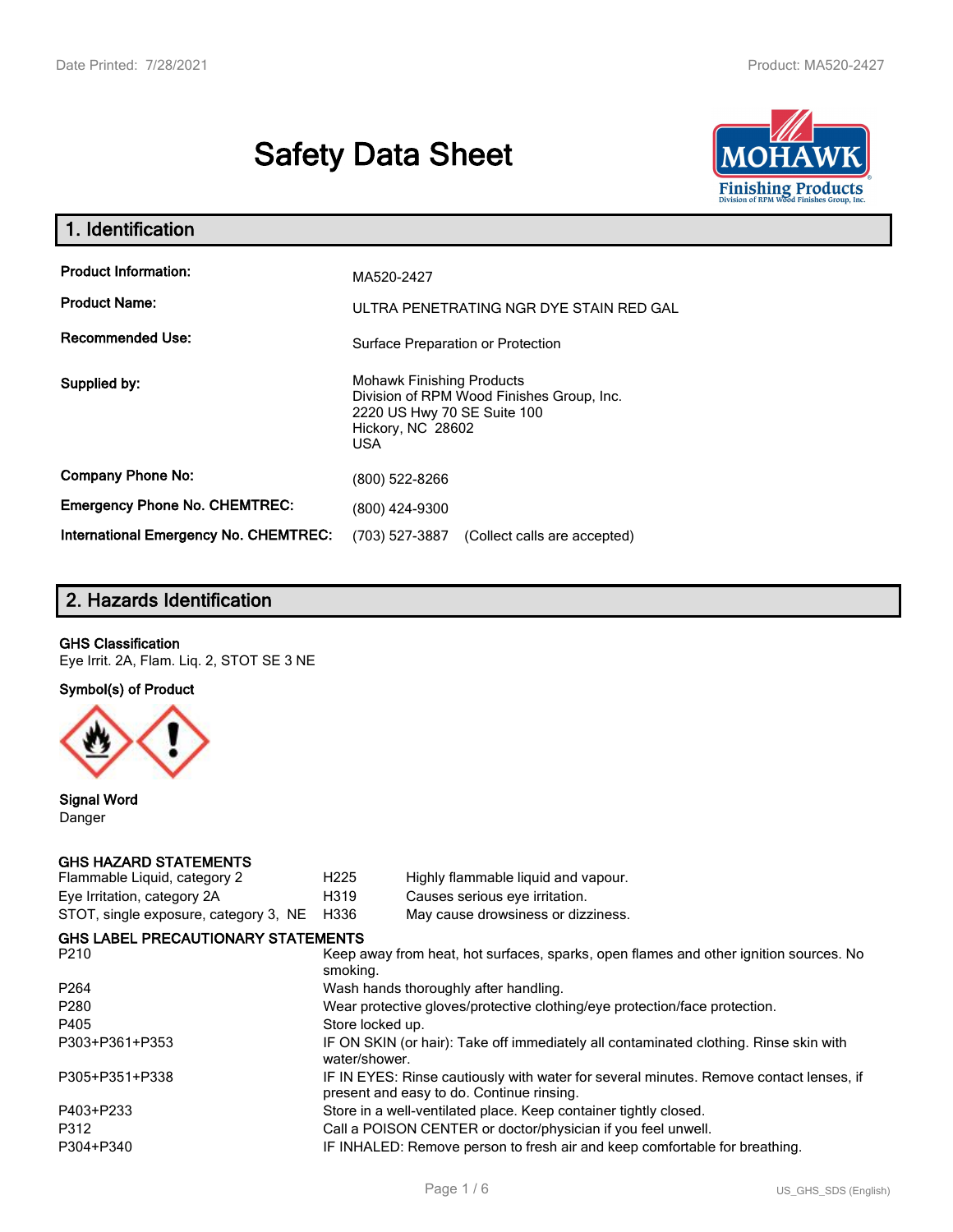# Safety Data Sheet

## 1. Identification

| | |
|---|---|
| **Product Information:** | MA520-2427 |
| **Product Name:** | ULTRA PENETRATING NGR DYE STAIN RED GAL |
| **Recommended Use:** | Surface Preparation or Protection |
| **Supplied by:** | Mohawk Finishing Products<br>Division of RPM Wood Finishes Group, Inc.<br>2220 US Hwy 70 SE Suite 100<br>Hickory, NC 28602<br>USA |
| **Company Phone No:** | (800) 522-8266 |
| **Emergency Phone No. CHEMTREC:** | (800) 424-9300 |
| **International Emergency No. CHEMTREC:** | (703) 527-3887 (Collect calls are accepted) |

## 2. Hazards Identification

**GHS Classification**

Eye Irrit. 2A, Flam. Liq. 2, STOT SE 3 NE

**Symbol(s) of Product**

**Signal Word**

Danger

**GHS HAZARD STATEMENTS**

| | | |
|---|---|---|
| Flammable Liquid, category 2 | H225 | Highly flammable liquid and vapour. |
| Eye Irritation, category 2A | H319 | Causes serious eye irritation. |
| STOT, single exposure, category 3, NE | H336 | May cause drowsiness or dizziness. |

**GHS LABEL PRECAUTIONARY STATEMENTS**

| | |
|---|---|
| P210 | Keep away from heat, hot surfaces, sparks, open flames and other ignition sources. No smoking. |
| P264 | Wash hands thoroughly after handling. |
| P280 | Wear protective gloves/protective clothing/eye protection/face protection. |
| P405 | Store locked up. |
| P303+P361+P353 | IF ON SKIN (or hair): Take off immediately all contaminated clothing. Rinse skin with water/shower. |
| P305+P351+P338 | IF IN EYES: Rinse cautiously with water for several minutes. Remove contact lenses, if present and easy to do. Continue rinsing. |
| P403+P233 | Store in a well-ventilated place. Keep container tightly closed. |
| P312 | Call a POISON CENTER or doctor/physician if you feel unwell. |
| P304+P340 | IF INHALED: Remove person to fresh air and keep comfortable for breathing. |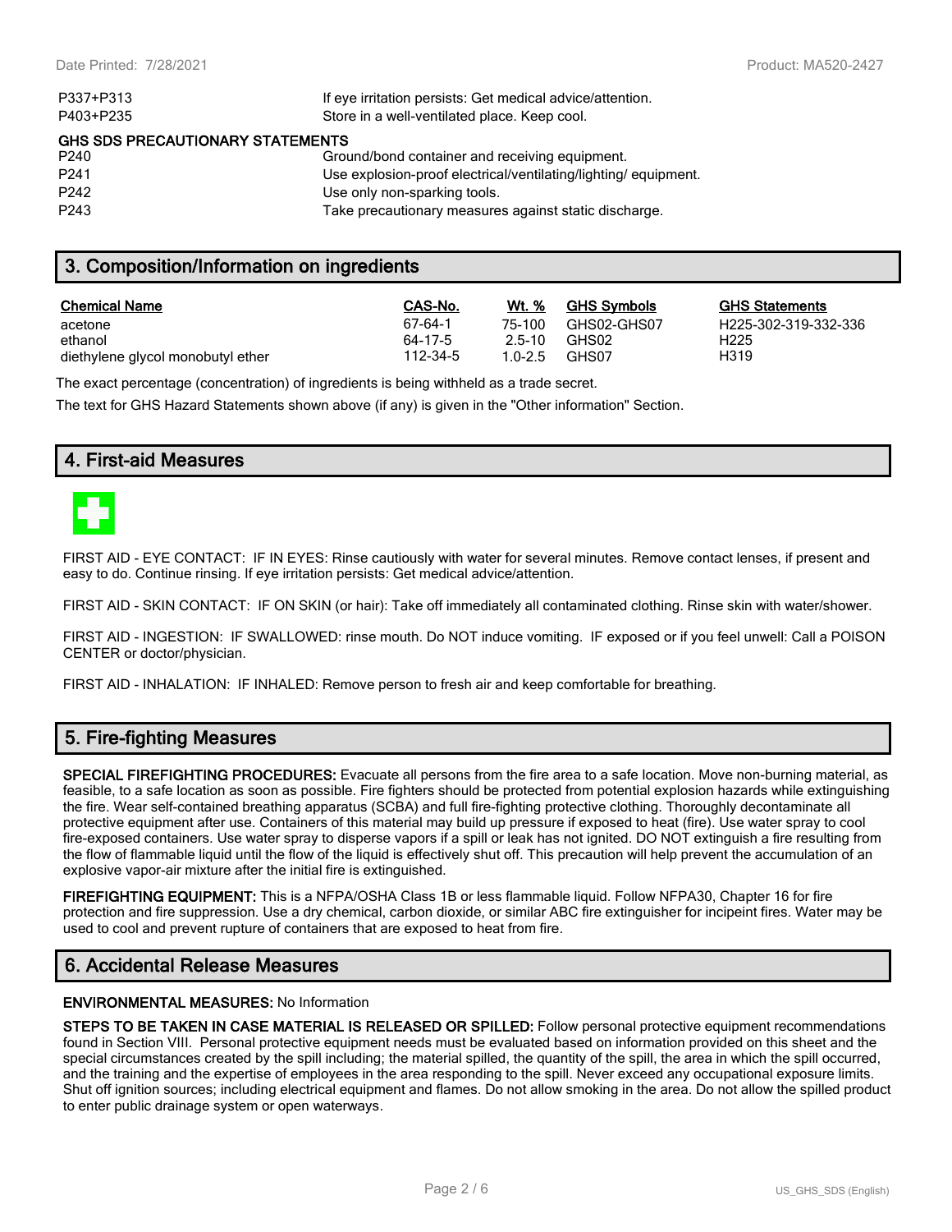| | |
|---|---|
| P337+P313 | If eye irritation persists: Get medical advice/attention. |
| P403+P235 | Store in a well-ventilated place. Keep cool. |

**GHS SDS PRECAUTIONARY STATEMENTS**

| | |
|---|---|
| P240 | Ground/bond container and receiving equipment. |
| P241 | Use explosion-proof electrical/ventilating/lighting/ equipment. |
| P242 | Use only non-sparking tools. |
| P243 | Take precautionary measures against static discharge. |

## 3. Composition/Information on ingredients

| Chemical Name | CAS-No. | Wt. % | GHS Symbols | GHS Statements |
|---|---|---|---|---|
| acetone | 67-64-1 | 75-100 | GHS02-GHS07 | H225-302-319-332-336 |
| ethanol | 64-17-5 | 2.5-10 | GHS02 | H225 |
| diethylene glycol monobutyl ether | 112-34-5 | 1.0-2.5 | GHS07 | H319 |

The exact percentage (concentration) of ingredients is being withheld as a trade secret.

The text for GHS Hazard Statements shown above (if any) is given in the "Other information" Section.

## 4. First-aid Measures

FIRST AID - EYE CONTACT: IF IN EYES: Rinse cautiously with water for several minutes. Remove contact lenses, if present and easy to do. Continue rinsing. If eye irritation persists: Get medical advice/attention.

FIRST AID - SKIN CONTACT: IF ON SKIN (or hair): Take off immediately all contaminated clothing. Rinse skin with water/shower.

FIRST AID - INGESTION: IF SWALLOWED: rinse mouth. Do NOT induce vomiting. IF exposed or if you feel unwell: Call a POISON CENTER or doctor/physician.

FIRST AID - INHALATION: IF INHALED: Remove person to fresh air and keep comfortable for breathing.

## 5. Fire-fighting Measures

**SPECIAL FIREFIGHTING PROCEDURES:** Evacuate all persons from the fire area to a safe location. Move non-burning material, as feasible, to a safe location as soon as possible. Fire fighters should be protected from potential explosion hazards while extinguishing the fire. Wear self-contained breathing apparatus (SCBA) and full fire-fighting protective clothing. Thoroughly decontaminate all protective equipment after use. Containers of this material may build up pressure if exposed to heat (fire). Use water spray to cool fire-exposed containers. Use water spray to disperse vapors if a spill or leak has not ignited. DO NOT extinguish a fire resulting from the flow of flammable liquid until the flow of the liquid is effectively shut off. This precaution will help prevent the accumulation of an explosive vapor-air mixture after the initial fire is extinguished.

**FIREFIGHTING EQUIPMENT:** This is a NFPA/OSHA Class 1B or less flammable liquid. Follow NFPA30, Chapter 16 for fire protection and fire suppression. Use a dry chemical, carbon dioxide, or similar ABC fire extinguisher for incipeint fires. Water may be used to cool and prevent rupture of containers that are exposed to heat from fire.

## 6. Accidental Release Measures

**ENVIRONMENTAL MEASURES:** No Information

**STEPS TO BE TAKEN IN CASE MATERIAL IS RELEASED OR SPILLED:** Follow personal protective equipment recommendations found in Section VIII. Personal protective equipment needs must be evaluated based on information provided on this sheet and the special circumstances created by the spill including; the material spilled, the quantity of the spill, the area in which the spill occurred, and the training and the expertise of employees in the area responding to the spill. Never exceed any occupational exposure limits. Shut off ignition sources; including electrical equipment and flames. Do not allow smoking in the area. Do not allow the spilled product to enter public drainage system or open waterways.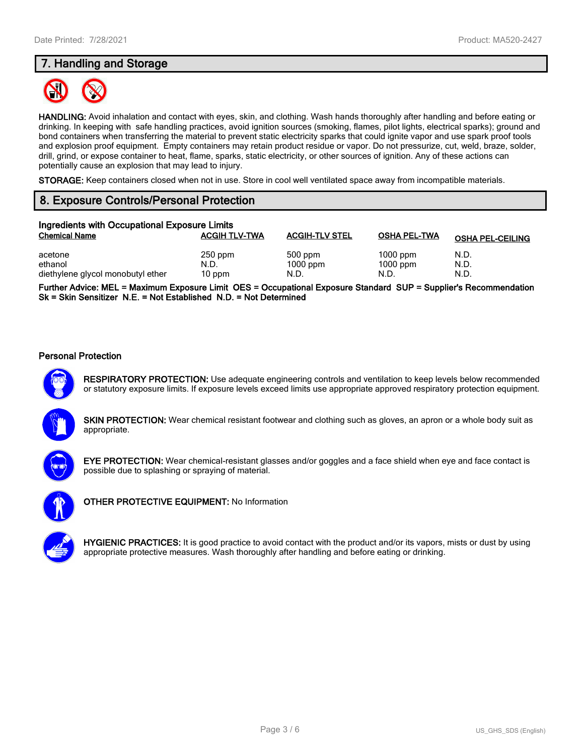## 7. Handling and Storage

**HANDLING:** Avoid inhalation and contact with eyes, skin, and clothing. Wash hands thoroughly after handling and before eating or drinking. In keeping with safe handling practices, avoid ignition sources (smoking, flames, pilot lights, electrical sparks); ground and bond containers when transferring the material to prevent static electricity sparks that could ignite vapor and use spark proof tools and explosion proof equipment. Empty containers may retain product residue or vapor. Do not pressurize, cut, weld, braze, solder, drill, grind, or expose container to heat, flame, sparks, static electricity, or other sources of ignition. Any of these actions can potentially cause an explosion that may lead to injury.

**STORAGE:** Keep containers closed when not in use. Store in cool well ventilated space away from incompatible materials.

## 8. Exposure Controls/Personal Protection

### Ingredients with Occupational Exposure Limits

| Chemical Name | ACGIH TLV-TWA | ACGIH-TLV STEL | OSHA PEL-TWA | OSHA PEL-CEILING |
|---|---|---|---|---|
| acetone | 250 ppm | 500 ppm | 1000 ppm | N.D. |
| ethanol | N.D. | 1000 ppm | 1000 ppm | N.D. |
| diethylene glycol monobutyl ether | 10 ppm | N.D. | N.D. | N.D. |

**Further Advice: MEL = Maximum Exposure Limit OES = Occupational Exposure Standard SUP = Supplier's Recommendation Sk = Skin Sensitizer N.E. = Not Established N.D. = Not Determined**

### Personal Protection

**RESPIRATORY PROTECTION:** Use adequate engineering controls and ventilation to keep levels below recommended or statutory exposure limits. If exposure levels exceed limits use appropriate approved respiratory protection equipment.

**SKIN PROTECTION:** Wear chemical resistant footwear and clothing such as gloves, an apron or a whole body suit as appropriate.

**EYE PROTECTION:** Wear chemical-resistant glasses and/or goggles and a face shield when eye and face contact is possible due to splashing or spraying of material.

**OTHER PROTECTIVE EQUIPMENT:** No Information

**HYGIENIC PRACTICES:** It is good practice to avoid contact with the product and/or its vapors, mists or dust by using appropriate protective measures. Wash thoroughly after handling and before eating or drinking.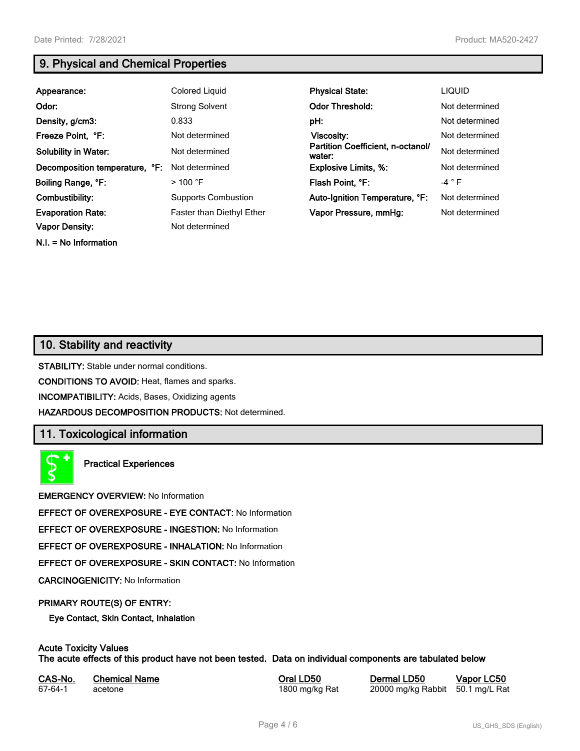## 9. Physical and Chemical Properties

| | | | |
|---|---|---|---|
| **Appearance:** | Colored Liquid | **Physical State:** | LIQUID |
| **Odor:** | Strong Solvent | **Odor Threshold:** | Not determined |
| **Density, g/cm3:** | 0.833 | **pH:** | Not determined |
| **Freeze Point, °F:** | Not determined | **Viscosity:** | Not determined |
| **Solubility in Water:** | Not determined | **Partition Coefficient, n-octanol/ water:** | Not determined |
| **Decomposition temperature, °F:** | Not determined | **Explosive Limits, %:** | Not determined |
| **Boiling Range, °F:** | > 100 °F | **Flash Point, °F:** | -4 ° F |
| **Combustibility:** | Supports Combustion | **Auto-Ignition Temperature, °F:** | Not determined |
| **Evaporation Rate:** | Faster than Diethyl Ether | **Vapor Pressure, mmHg:** | Not determined |
| **Vapor Density:** | Not determined | | |

**N.I. = No Information**

## 10. Stability and reactivity

**STABILITY:** Stable under normal conditions.

**CONDITIONS TO AVOID:** Heat, flames and sparks.

**INCOMPATIBILITY:** Acids, Bases, Oxidizing agents

**HAZARDOUS DECOMPOSITION PRODUCTS:** Not determined.

## 11. Toxicological information

**Practical Experiences**

**EMERGENCY OVERVIEW:** No Information

**EFFECT OF OVEREXPOSURE - EYE CONTACT:** No Information

**EFFECT OF OVEREXPOSURE - INGESTION:** No Information

**EFFECT OF OVEREXPOSURE - INHALATION:** No Information

**EFFECT OF OVEREXPOSURE - SKIN CONTACT:** No Information

**CARCINOGENICITY:** No Information

**PRIMARY ROUTE(S) OF ENTRY:**

**Eye Contact, Skin Contact, Inhalation**

**Acute Toxicity Values**
**The acute effects of this product have not been tested. Data on individual components are tabulated below**

| CAS-No. | Chemical Name | Oral LD50 | Dermal LD50 | Vapor LC50 |
|---|---|---|---|---|
| 67-64-1 | acetone | 1800 mg/kg Rat | 20000 mg/kg Rabbit | 50.1 mg/L Rat |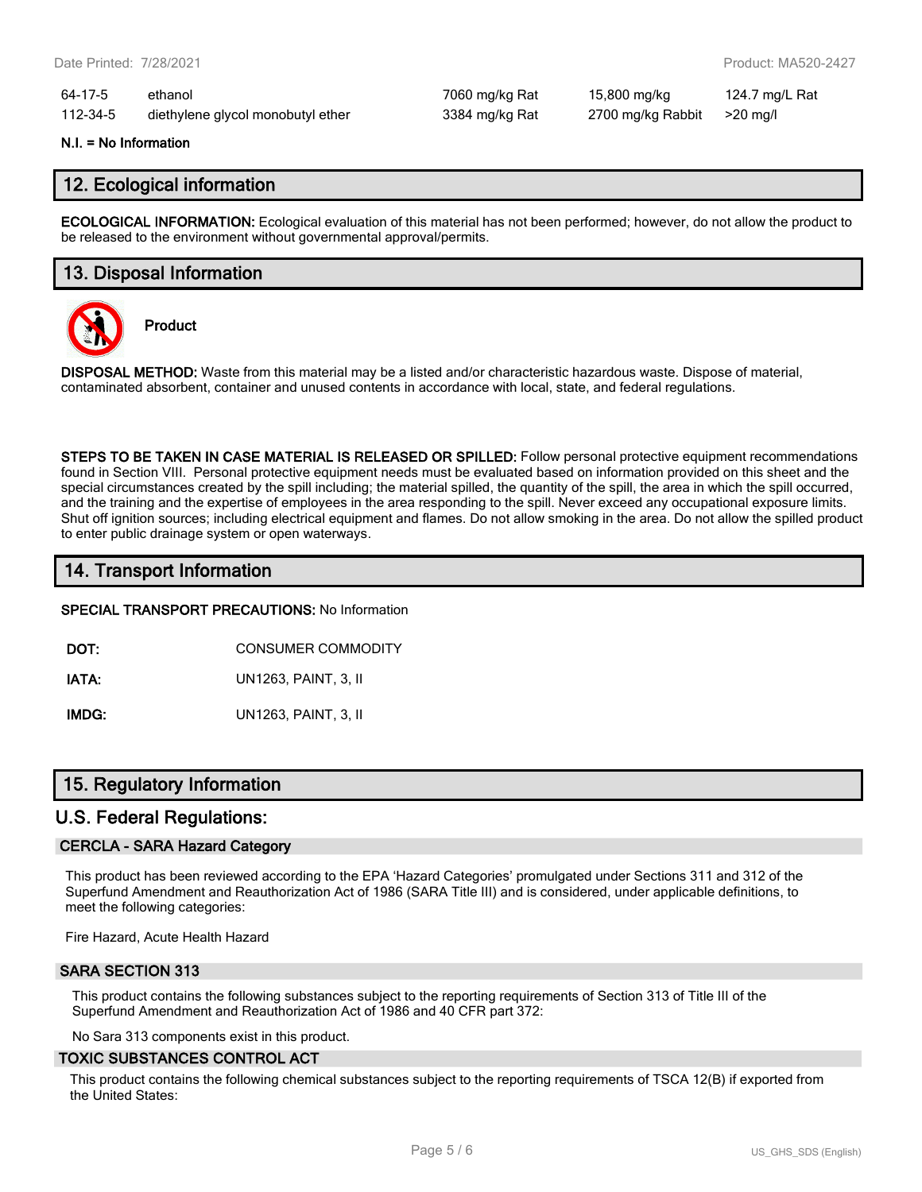| 64-17-5 | ethanol | 7060 mg/kg Rat | 15,800 mg/kg | 124.7 mg/L Rat |
|---|---|---|---|---|
| 112-34-5 | diethylene glycol monobutyl ether | 3384 mg/kg Rat | 2700 mg/kg Rabbit | >20 mg/l |

**N.I. = No Information**

## 12. Ecological information

**ECOLOGICAL INFORMATION:** Ecological evaluation of this material has not been performed; however, do not allow the product to be released to the environment without governmental approval/permits.

## 13. Disposal Information

**Product**

**DISPOSAL METHOD:** Waste from this material may be a listed and/or characteristic hazardous waste. Dispose of material, contaminated absorbent, container and unused contents in accordance with local, state, and federal regulations.

**STEPS TO BE TAKEN IN CASE MATERIAL IS RELEASED OR SPILLED:** Follow personal protective equipment recommendations found in Section VIII. Personal protective equipment needs must be evaluated based on information provided on this sheet and the special circumstances created by the spill including; the material spilled, the quantity of the spill, the area in which the spill occurred, and the training and the expertise of employees in the area responding to the spill. Never exceed any occupational exposure limits. Shut off ignition sources; including electrical equipment and flames. Do not allow smoking in the area. Do not allow the spilled product to enter public drainage system or open waterways.

## 14. Transport Information

**SPECIAL TRANSPORT PRECAUTIONS:** No Information

**DOT:** CONSUMER COMMODITY

**IATA:** UN1263, PAINT, 3, II

**IMDG:** UN1263, PAINT, 3, II

## 15. Regulatory Information

### U.S. Federal Regulations:

#### CERCLA - SARA Hazard Category

This product has been reviewed according to the EPA 'Hazard Categories' promulgated under Sections 311 and 312 of the Superfund Amendment and Reauthorization Act of 1986 (SARA Title III) and is considered, under applicable definitions, to meet the following categories:

Fire Hazard, Acute Health Hazard

#### SARA SECTION 313

This product contains the following substances subject to the reporting requirements of Section 313 of Title III of the Superfund Amendment and Reauthorization Act of 1986 and 40 CFR part 372:

No Sara 313 components exist in this product.

#### TOXIC SUBSTANCES CONTROL ACT

This product contains the following chemical substances subject to the reporting requirements of TSCA 12(B) if exported from the United States: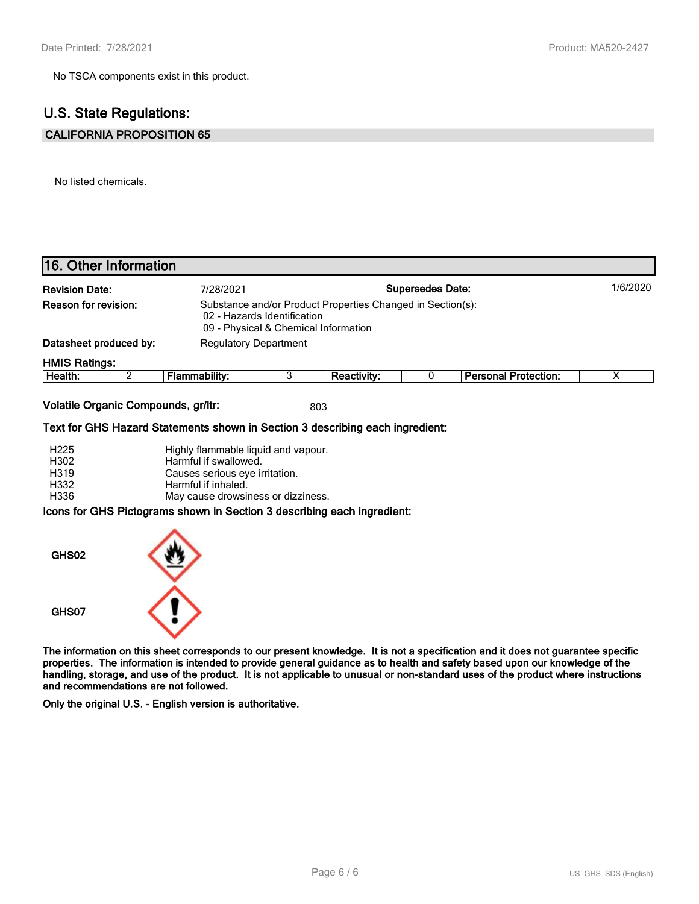No TSCA components exist in this product.

## U.S. State Regulations:

### CALIFORNIA PROPOSITION 65

No listed chemicals.

## 16. Other Information

**Revision Date:** 7/28/2021 **Supersedes Date:** 1/6/2020

**Reason for revision:** Substance and/or Product Properties Changed in Section(s):
02 - Hazards Identification
09 - Physical & Chemical Information

**Datasheet produced by:** Regulatory Department

**HMIS Ratings:**

| | | | | | | | |
|---|---|---|---|---|---|---|---|
| **Health:** | 2 | **Flammability:** | 3 | **Reactivity:** | 0 | **Personal Protection:** | X |

**Volatile Organic Compounds, gr/ltr:** 803

**Text for GHS Hazard Statements shown in Section 3 describing each ingredient:**

| | |
|---|---|
| H225 | Highly flammable liquid and vapour. |
| H302 | Harmful if swallowed. |
| H319 | Causes serious eye irritation. |
| H332 | Harmful if inhaled. |
| H336 | May cause drowsiness or dizziness. |

**Icons for GHS Pictograms shown in Section 3 describing each ingredient:**

GHS02

GHS07

**The information on this sheet corresponds to our present knowledge. It is not a specification and it does not guarantee specific properties. The information is intended to provide general guidance as to health and safety based upon our knowledge of the handling, storage, and use of the product. It is not applicable to unusual or non-standard uses of the product where instructions and recommendations are not followed.**

**Only the original U.S. - English version is authoritative.**